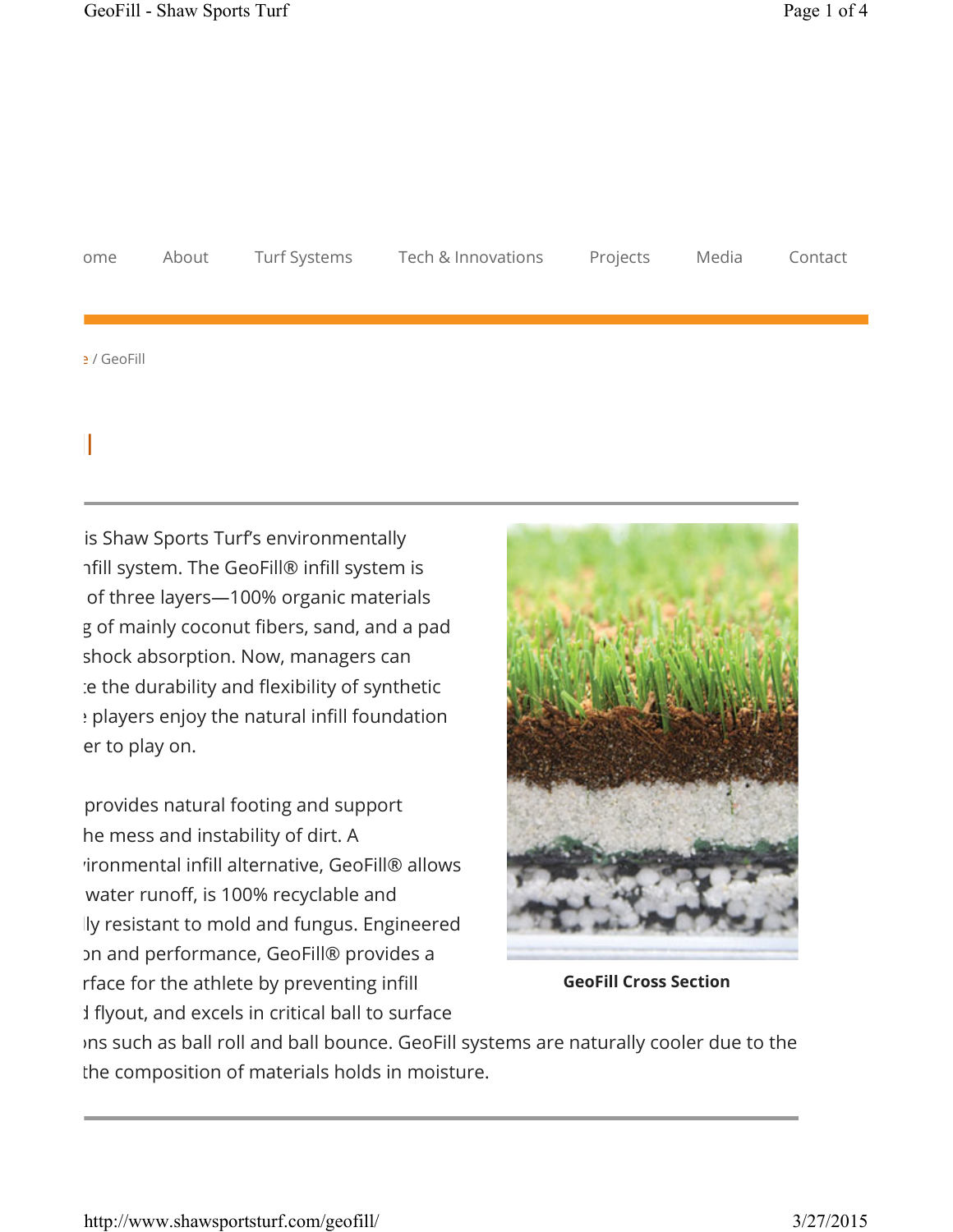ome About Turf Systems Tech & Innovations Projects Media Contact

e / GeoFill

l

is Shaw Sports Turf's environmentally
nfill system. The GeoFill® infill system is
of three layers—100% organic materials
g of mainly coconut fibers, sand, and a pad
shock absorption. Now, managers can
te the durability and flexibility of synthetic
e players enjoy the natural infill foundation
er to play on.

provides natural footing and support
he mess and instability of dirt. A
ironmental infill alternative, GeoFill® allows
water runoff, is 100% recyclable and
lly resistant to mold and fungus. Engineered
on and performance, GeoFill® provides a
rface for the athlete by preventing infill
d flyout, and excels in critical ball to surface
ons such as ball roll and ball bounce. GeoFill systems are naturally cooler due to the
the composition of materials holds in moisture.

**GeoFill Cross Section**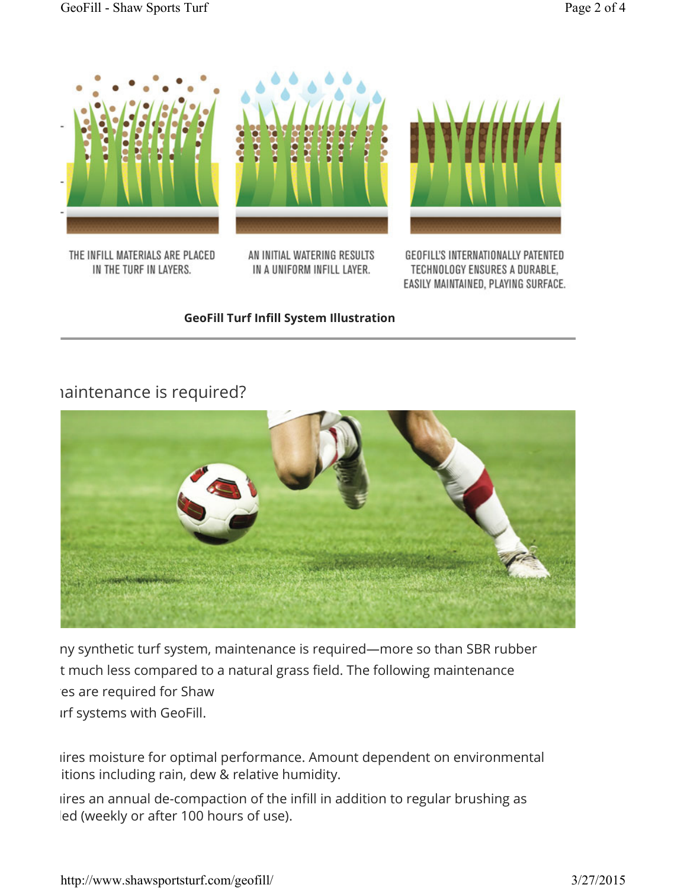THE INFILL MATERIALS ARE PLACED IN THE TURF IN LAYERS.

AN INITIAL WATERING RESULTS IN A UNIFORM INFILL LAYER.

GEOFILL'S INTERNATIONALLY PATENTED TECHNOLOGY ENSURES A DURABLE, EASILY MAINTAINED, PLAYING SURFACE.

**GeoFill Turf Infill System Illustration**

## ıaintenance is required?

ny synthetic turf system, maintenance is required—more so than SBR rubber t much less compared to a natural grass field. The following maintenance ·es are required for Shaw ırf systems with GeoFill.

ıires moisture for optimal performance. Amount dependent on environmental itions including rain, dew & relative humidity.

ıires an annual de-compaction of the infill in addition to regular brushing as ıed (weekly or after 100 hours of use).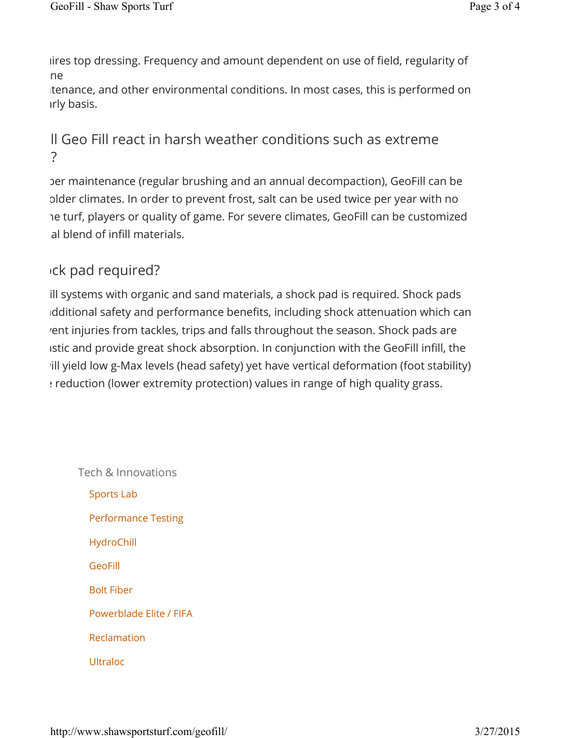ıires top dressing. Frequency and amount dependent on use of field, regularity of ne
ıtenance, and other environmental conditions. In most cases, this is performed on ırly basis.

## ll Geo Fill react in harsh weather conditions such as extreme ?

ɔer maintenance (regular brushing and an annual decompaction), GeoFill can be ɔlder climates. In order to prevent frost, salt can be used twice per year with no ıe turf, players or quality of game. For severe climates, GeoFill can be customized al blend of infill materials.

## ɔck pad required?

ill systems with organic and sand materials, a shock pad is required. Shock pads ıdditional safety and performance benefits, including shock attenuation which can vent injuries from tackles, trips and falls throughout the season. Shock pads are ıstic and provide great shock absorption. In conjunction with the GeoFill infill, the ill yield low g-Max levels (head safety) yet have vertical deformation (foot stability) reduction (lower extremity protection) values in range of high quality grass.

Tech & Innovations

- Sports Lab
- Performance Testing
- HydroChill
- GeoFill
- Bolt Fiber
- Powerblade Elite / FIFA
- Reclamation
- Ultraloc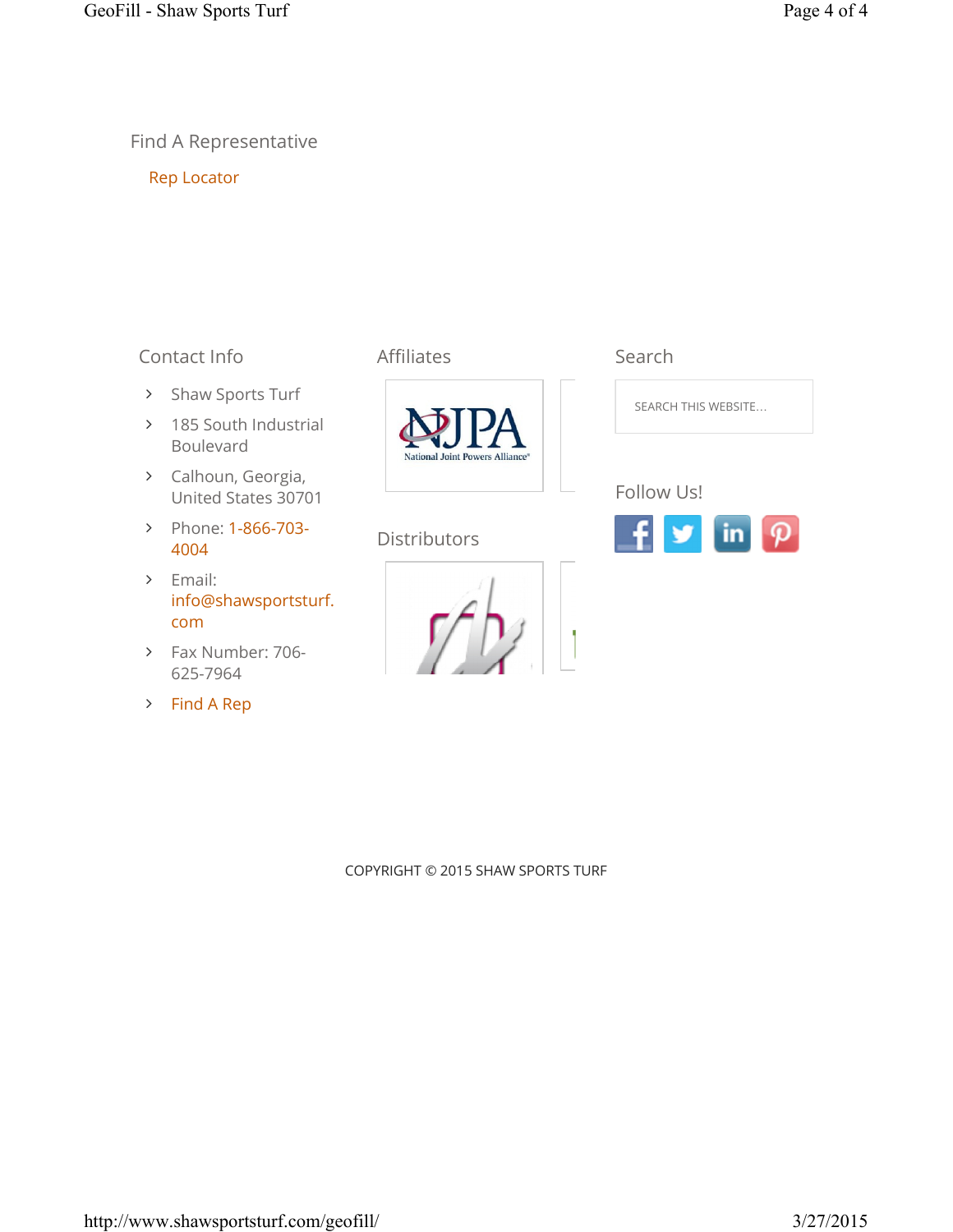## Find A Representative

Rep Locator

## Contact Info

- Shaw Sports Turf
- 185 South Industrial Boulevard
- Calhoun, Georgia, United States 30701
- Phone: 1-866-703-4004
- Email: info@shawsportsturf.com
- Fax Number: 706-625-7964
- Find A Rep

## Affiliates

NJPA
National Joint Powers Alliance®

## Distributors

## Search

SEARCH THIS WEBSITE...

## Follow Us!

COPYRIGHT © 2015 SHAW SPORTS TURF